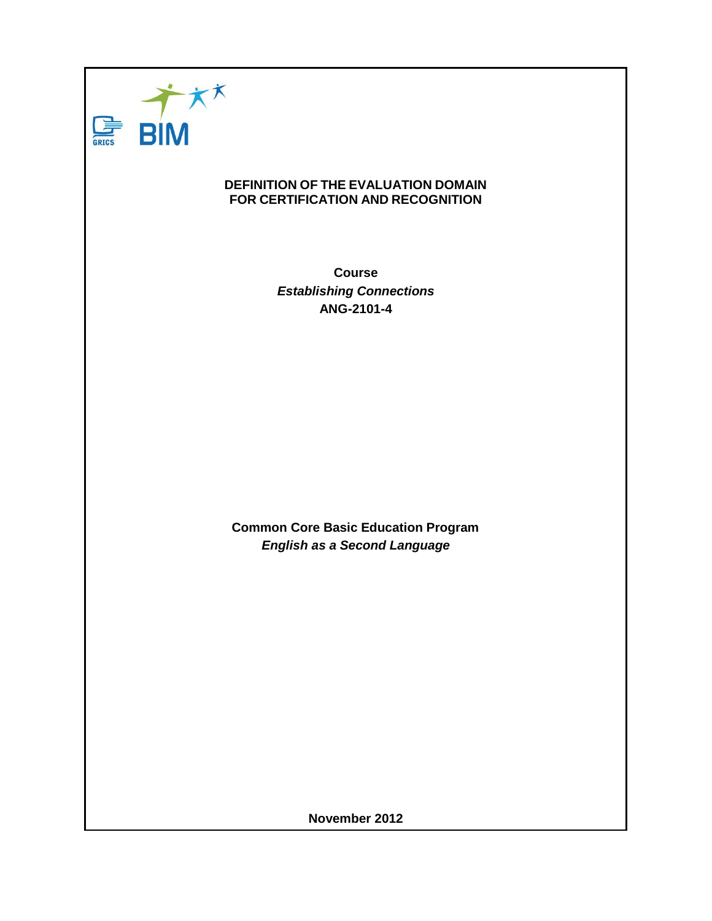GRICS BIM

# DEFINITION OF THE EVALUATION DOMAIN FOR CERTIFICATION AND RECOGNITION

**Course**
***Establishing Connections***
**ANG-2101-4**

**Common Core Basic Education Program**
***English as a Second Language***

**November 2012**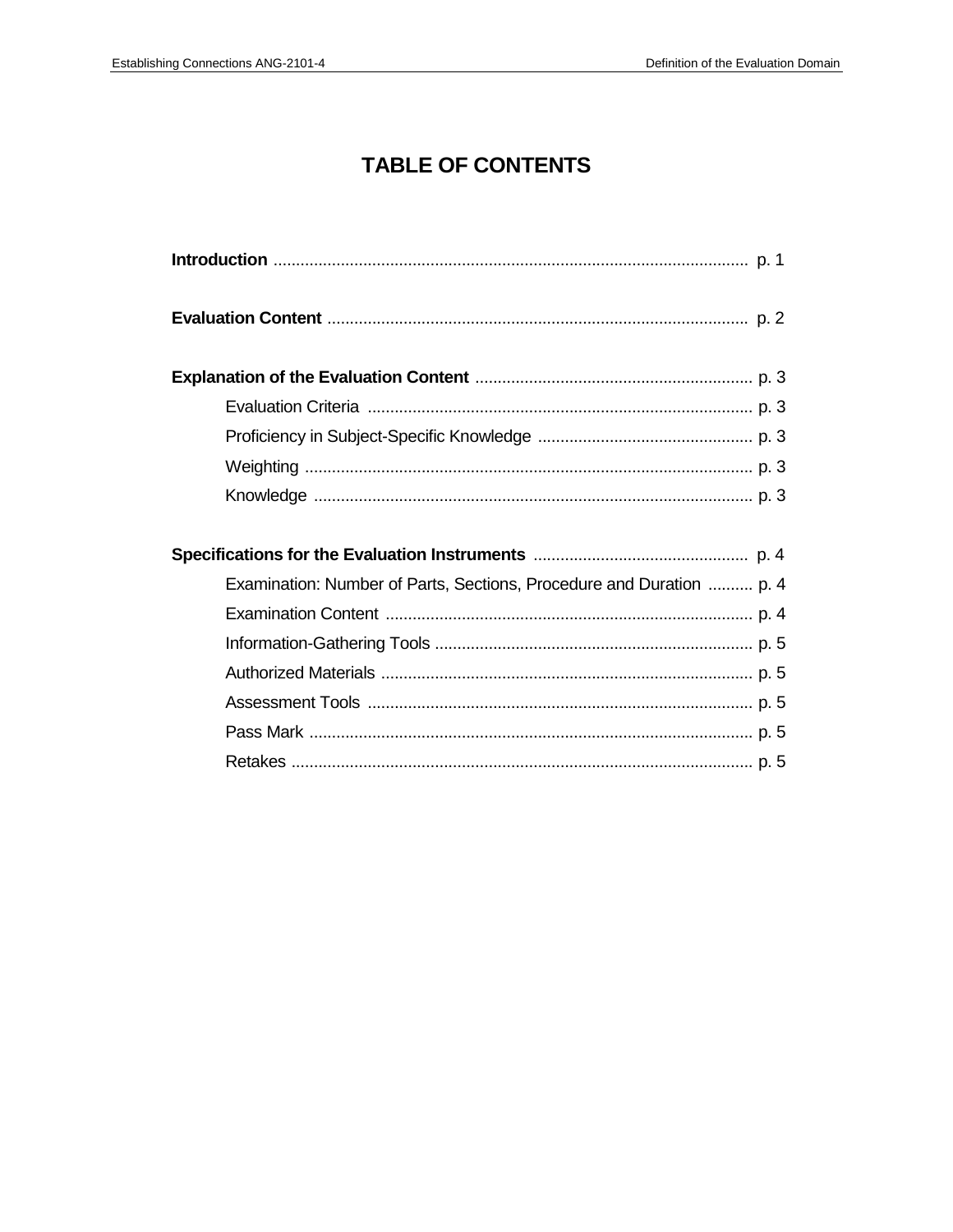# TABLE OF CONTENTS

**Introduction** ........................................................................................................ p. 1

**Evaluation Content** ............................................................................................ p. 2

**Explanation of the Evaluation Content** ............................................................ p. 3

- Evaluation Criteria ..................................................................................... p. 3
- Proficiency in Subject-Specific Knowledge ................................................ p. 3
- Weighting ................................................................................................... p. 3
- Knowledge ................................................................................................. p. 3

**Specifications for the Evaluation Instruments** ............................................... p. 4

- Examination: Number of Parts, Sections, Procedure and Duration .......... p. 4
- Examination Content ................................................................................. p. 4
- Information-Gathering Tools ...................................................................... p. 5
- Authorized Materials .................................................................................. p. 5
- Assessment Tools ..................................................................................... p. 5
- Pass Mark .................................................................................................. p. 5
- Retakes ...................................................................................................... p. 5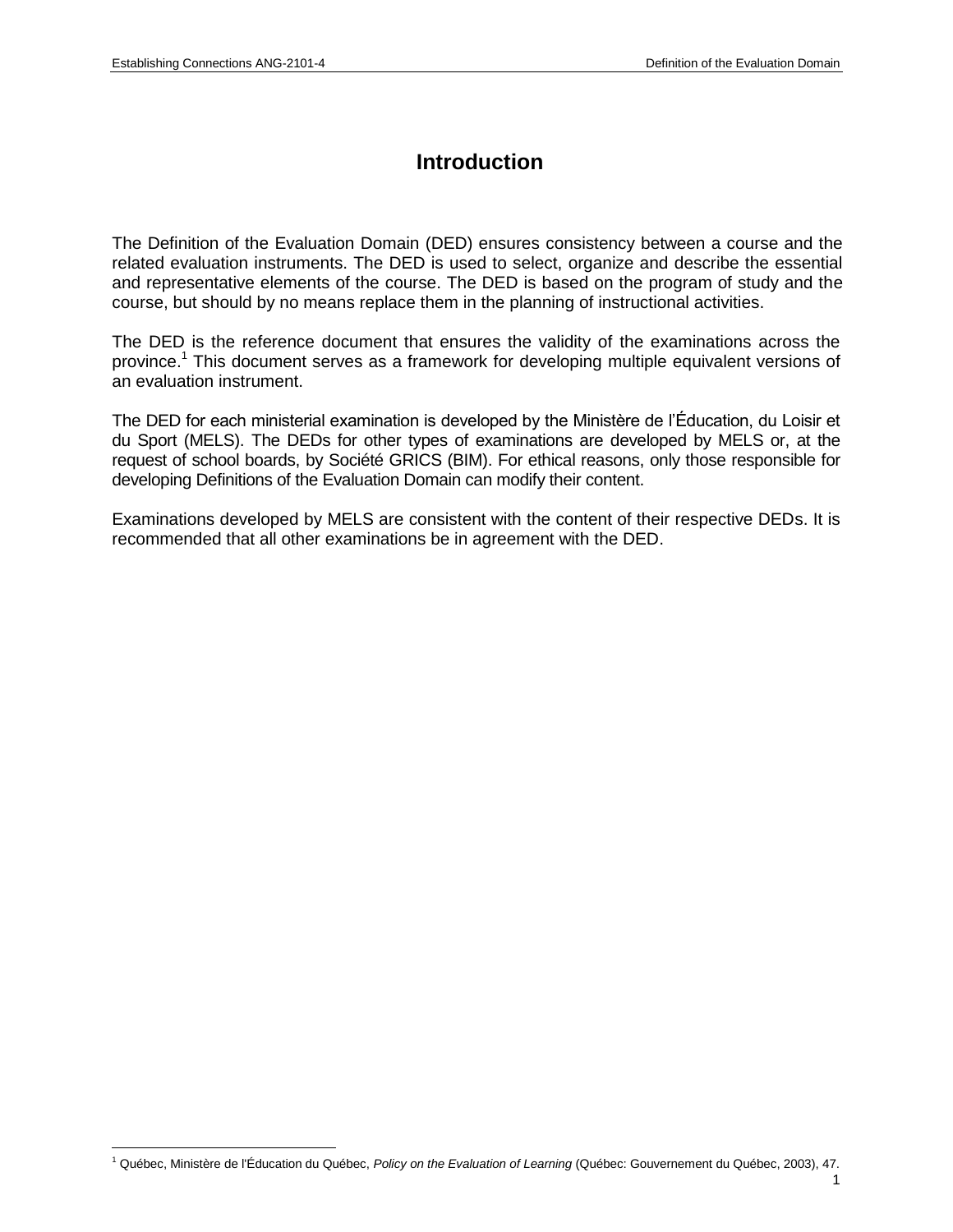# Introduction

The Definition of the Evaluation Domain (DED) ensures consistency between a course and the related evaluation instruments. The DED is used to select, organize and describe the essential and representative elements of the course. The DED is based on the program of study and the course, but should by no means replace them in the planning of instructional activities.

The DED is the reference document that ensures the validity of the examinations across the province.[1] This document serves as a framework for developing multiple equivalent versions of an evaluation instrument.

The DED for each ministerial examination is developed by the Ministère de l'Éducation, du Loisir et du Sport (MELS). The DEDs for other types of examinations are developed by MELS or, at the request of school boards, by Société GRICS (BIM). For ethical reasons, only those responsible for developing Definitions of the Evaluation Domain can modify their content.

Examinations developed by MELS are consistent with the content of their respective DEDs. It is recommended that all other examinations be in agreement with the DED.

---

[1] Québec, Ministère de l'Éducation du Québec, *Policy on the Evaluation of Learning* (Québec: Gouvernement du Québec, 2003), 47.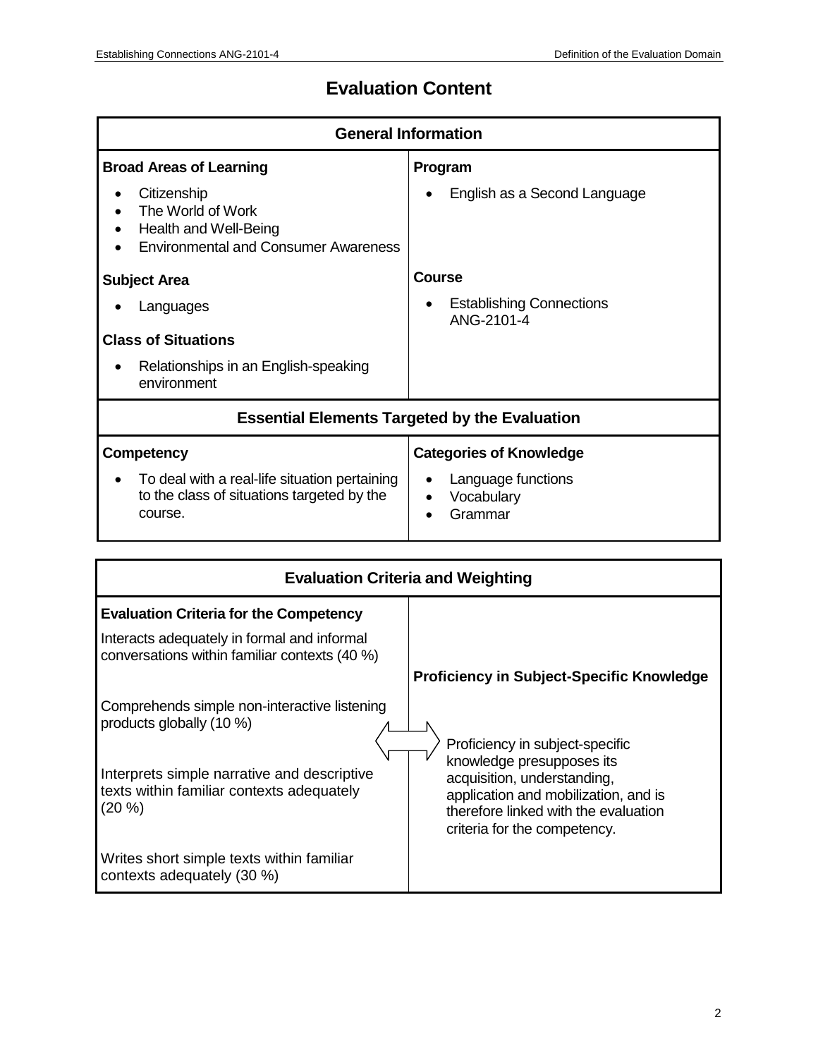# Evaluation Content

| General Information | |
|---|---|
| **Broad Areas of Learning**<br>• Citizenship<br>• The World of Work<br>• Health and Well-Being<br>• Environmental and Consumer Awareness | **Program**<br>• English as a Second Language |
| **Subject Area**<br>• Languages<br><br>**Class of Situations**<br>• Relationships in an English-speaking environment | **Course**<br>• Establishing Connections ANG-2101-4 |

| Essential Elements Targeted by the Evaluation | |
|---|---|
| **Competency**<br>• To deal with a real-life situation pertaining to the class of situations targeted by the course. | **Categories of Knowledge**<br>• Language functions<br>• Vocabulary<br>• Grammar |

| Evaluation Criteria and Weighting | |
|---|---|
| **Evaluation Criteria for the Competency**<br>Interacts adequately in formal and informal conversations within familiar contexts (40 %)<br><br>Comprehends simple non-interactive listening products globally (10 %)<br><br>Interprets simple narrative and descriptive texts within familiar contexts adequately (20 %)<br><br>Writes short simple texts within familiar contexts adequately (30 %) | **Proficiency in Subject-Specific Knowledge**<br><br>Proficiency in subject-specific knowledge presupposes its acquisition, understanding, application and mobilization, and is therefore linked with the evaluation criteria for the competency. |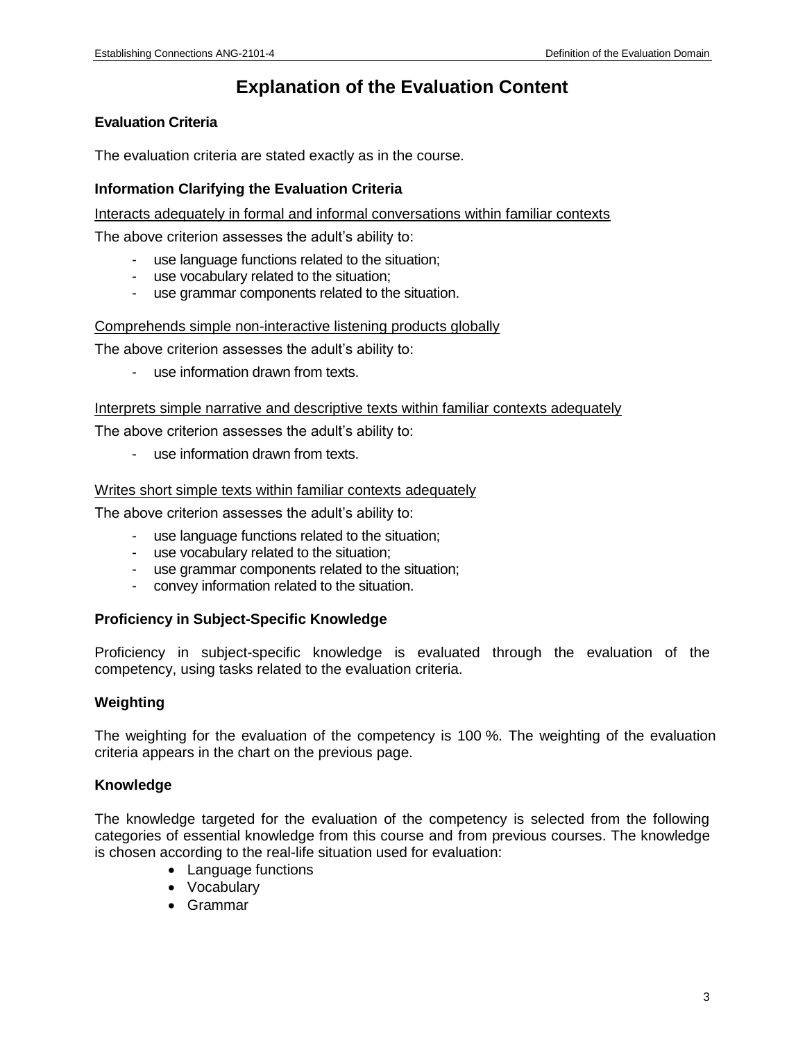# Explanation of the Evaluation Content

### Evaluation Criteria

The evaluation criteria are stated exactly as in the course.

### Information Clarifying the Evaluation Criteria

Interacts adequately in formal and informal conversations within familiar contexts

The above criterion assesses the adult's ability to:

- use language functions related to the situation;
- use vocabulary related to the situation;
- use grammar components related to the situation.

Comprehends simple non-interactive listening products globally

The above criterion assesses the adult's ability to:

- use information drawn from texts.

Interprets simple narrative and descriptive texts within familiar contexts adequately

The above criterion assesses the adult's ability to:

- use information drawn from texts.

Writes short simple texts within familiar contexts adequately

The above criterion assesses the adult's ability to:

- use language functions related to the situation;
- use vocabulary related to the situation;
- use grammar components related to the situation;
- convey information related to the situation.

### Proficiency in Subject-Specific Knowledge

Proficiency in subject-specific knowledge is evaluated through the evaluation of the competency, using tasks related to the evaluation criteria.

### Weighting

The weighting for the evaluation of the competency is 100 %. The weighting of the evaluation criteria appears in the chart on the previous page.

### Knowledge

The knowledge targeted for the evaluation of the competency is selected from the following categories of essential knowledge from this course and from previous courses. The knowledge is chosen according to the real-life situation used for evaluation:

- Language functions
- Vocabulary
- Grammar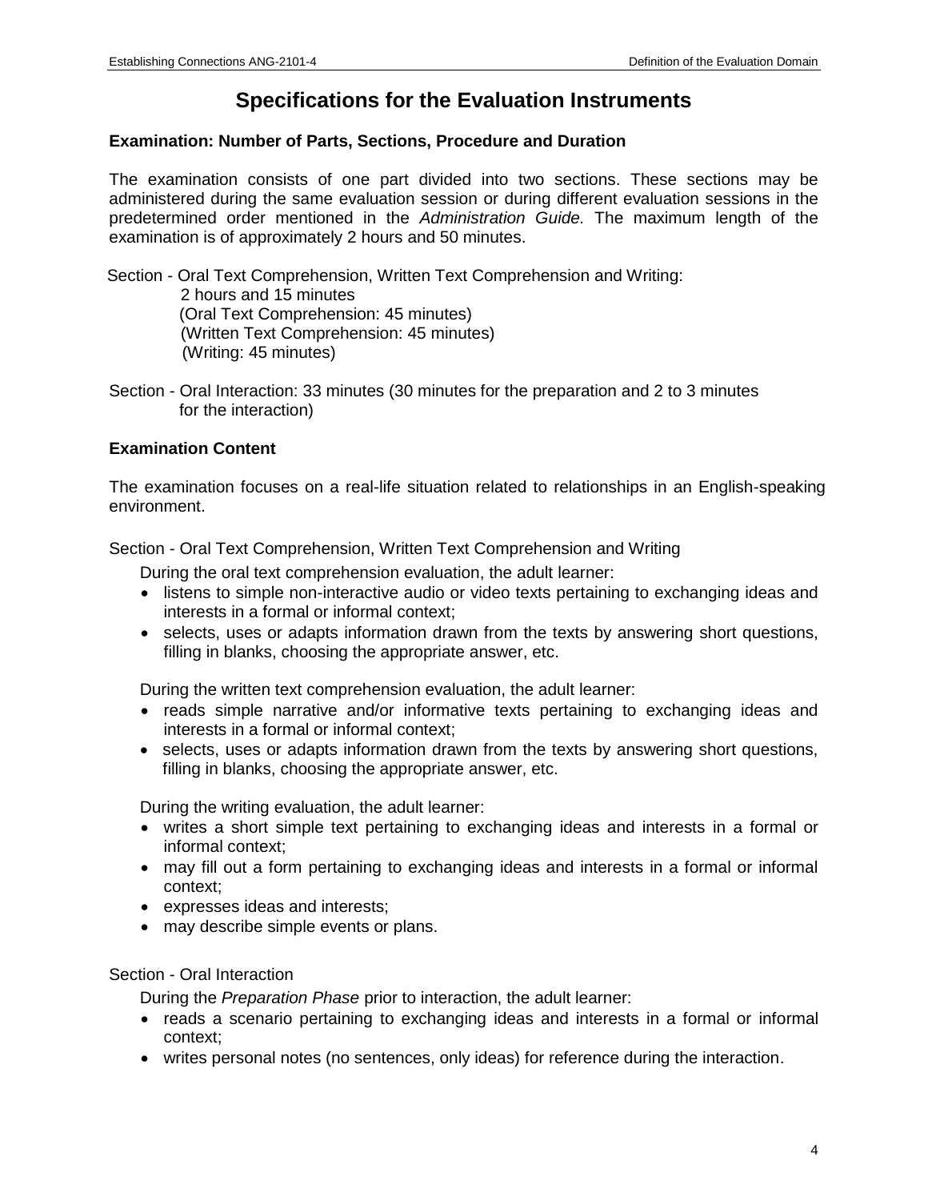# Specifications for the Evaluation Instruments

### Examination: Number of Parts, Sections, Procedure and Duration

The examination consists of one part divided into two sections. These sections may be administered during the same evaluation session or during different evaluation sessions in the predetermined order mentioned in the *Administration Guide.* The maximum length of the examination is of approximately 2 hours and 50 minutes.

Section - Oral Text Comprehension, Written Text Comprehension and Writing:
2 hours and 15 minutes
(Oral Text Comprehension: 45 minutes)
(Written Text Comprehension: 45 minutes)
(Writing: 45 minutes)

Section - Oral Interaction: 33 minutes (30 minutes for the preparation and 2 to 3 minutes for the interaction)

### Examination Content

The examination focuses on a real-life situation related to relationships in an English-speaking environment.

Section - Oral Text Comprehension, Written Text Comprehension and Writing

During the oral text comprehension evaluation, the adult learner:

- listens to simple non-interactive audio or video texts pertaining to exchanging ideas and interests in a formal or informal context;
- selects, uses or adapts information drawn from the texts by answering short questions, filling in blanks, choosing the appropriate answer, etc.

During the written text comprehension evaluation, the adult learner:

- reads simple narrative and/or informative texts pertaining to exchanging ideas and interests in a formal or informal context;
- selects, uses or adapts information drawn from the texts by answering short questions, filling in blanks, choosing the appropriate answer, etc.

During the writing evaluation, the adult learner:

- writes a short simple text pertaining to exchanging ideas and interests in a formal or informal context;
- may fill out a form pertaining to exchanging ideas and interests in a formal or informal context;
- expresses ideas and interests;
- may describe simple events or plans.

Section - Oral Interaction

During the *Preparation Phase* prior to interaction, the adult learner:

- reads a scenario pertaining to exchanging ideas and interests in a formal or informal context;
- writes personal notes (no sentences, only ideas) for reference during the interaction.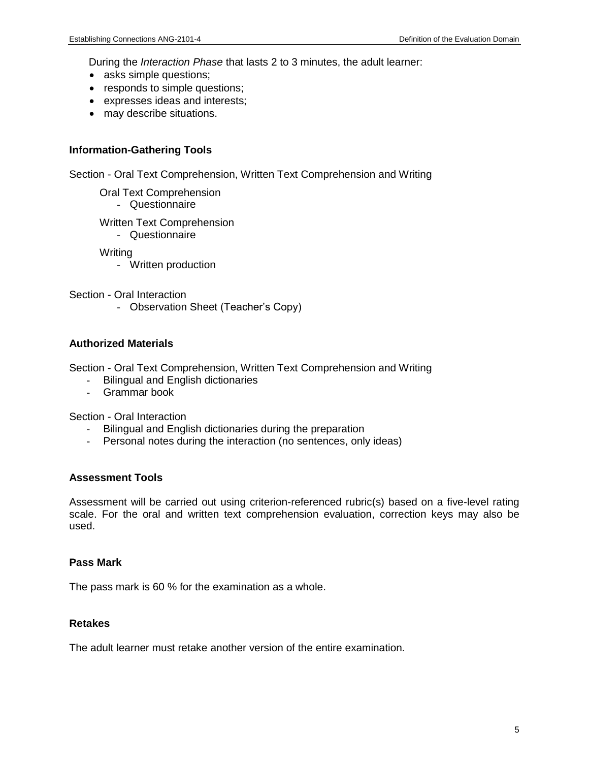During the *Interaction Phase* that lasts 2 to 3 minutes, the adult learner:

- asks simple questions;
- responds to simple questions;
- expresses ideas and interests;
- may describe situations.

### Information-Gathering Tools

Section - Oral Text Comprehension, Written Text Comprehension and Writing

Oral Text Comprehension
- Questionnaire

Written Text Comprehension
- Questionnaire

Writing
- Written production

Section - Oral Interaction
- Observation Sheet (Teacher's Copy)

### Authorized Materials

Section - Oral Text Comprehension, Written Text Comprehension and Writing
- Bilingual and English dictionaries
- Grammar book

Section - Oral Interaction
- Bilingual and English dictionaries during the preparation
- Personal notes during the interaction (no sentences, only ideas)

### Assessment Tools

Assessment will be carried out using criterion-referenced rubric(s) based on a five-level rating scale. For the oral and written text comprehension evaluation, correction keys may also be used.

### Pass Mark

The pass mark is 60 % for the examination as a whole.

### Retakes

The adult learner must retake another version of the entire examination.